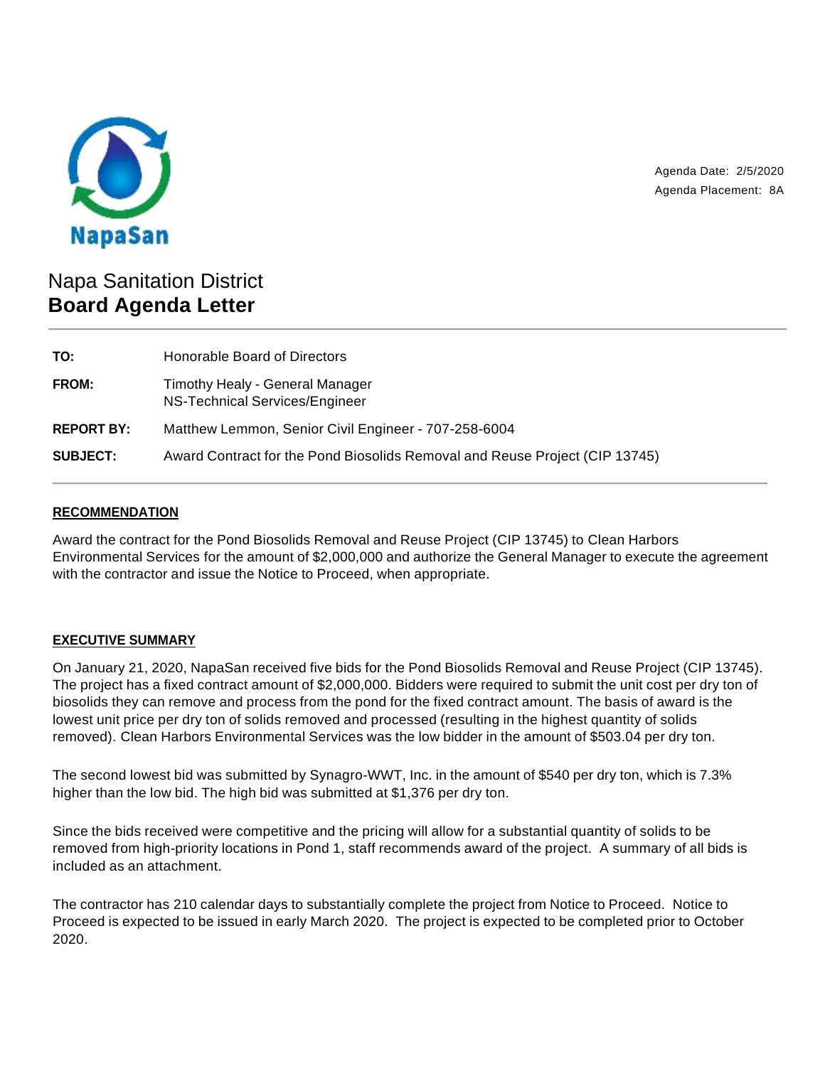NapaSan

Agenda Date: 2/5/2020
Agenda Placement: 8A

# Napa Sanitation District
## Board Agenda Letter

| | |
|---|---|
| **TO:** | Honorable Board of Directors |
| **FROM:** | Timothy Healy - General Manager<br>NS-Technical Services/Engineer |
| **REPORT BY:** | Matthew Lemmon, Senior Civil Engineer - 707-258-6004 |
| **SUBJECT:** | Award Contract for the Pond Biosolids Removal and Reuse Project (CIP 13745) |

### RECOMMENDATION

Award the contract for the Pond Biosolids Removal and Reuse Project (CIP 13745) to Clean Harbors Environmental Services for the amount of $2,000,000 and authorize the General Manager to execute the agreement with the contractor and issue the Notice to Proceed, when appropriate.

### EXECUTIVE SUMMARY

On January 21, 2020, NapaSan received five bids for the Pond Biosolids Removal and Reuse Project (CIP 13745). The project has a fixed contract amount of $2,000,000. Bidders were required to submit the unit cost per dry ton of biosolids they can remove and process from the pond for the fixed contract amount. The basis of award is the lowest unit price per dry ton of solids removed and processed (resulting in the highest quantity of solids removed). Clean Harbors Environmental Services was the low bidder in the amount of $503.04 per dry ton.

The second lowest bid was submitted by Synagro-WWT, Inc. in the amount of $540 per dry ton, which is 7.3% higher than the low bid. The high bid was submitted at $1,376 per dry ton.

Since the bids received were competitive and the pricing will allow for a substantial quantity of solids to be removed from high-priority locations in Pond 1, staff recommends award of the project. A summary of all bids is included as an attachment.

The contractor has 210 calendar days to substantially complete the project from Notice to Proceed. Notice to Proceed is expected to be issued in early March 2020. The project is expected to be completed prior to October 2020.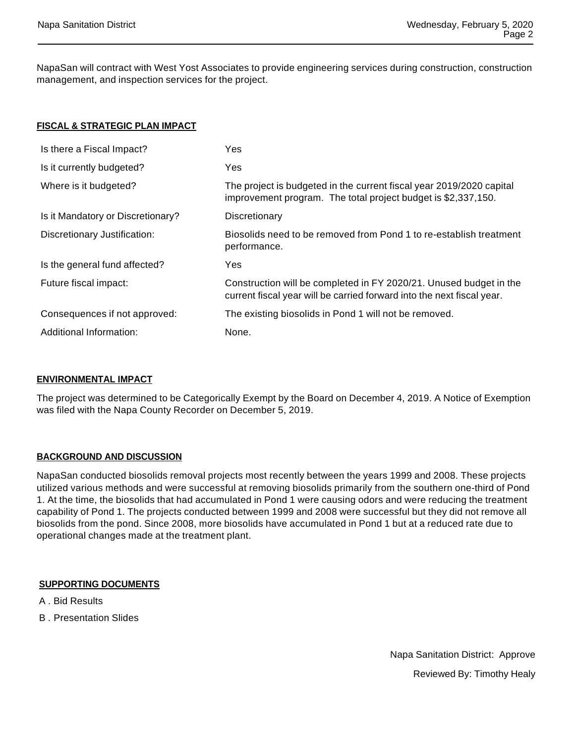NapaSan will contract with West Yost Associates to provide engineering services during construction, construction management, and inspection services for the project.

## FISCAL & STRATEGIC PLAN IMPACT

| | |
|---|---|
| Is there a Fiscal Impact? | Yes |
| Is it currently budgeted? | Yes |
| Where is it budgeted? | The project is budgeted in the current fiscal year 2019/2020 capital improvement program. The total project budget is $2,337,150. |
| Is it Mandatory or Discretionary? | Discretionary |
| Discretionary Justification: | Biosolids need to be removed from Pond 1 to re-establish treatment performance. |
| Is the general fund affected? | Yes |
| Future fiscal impact: | Construction will be completed in FY 2020/21. Unused budget in the current fiscal year will be carried forward into the next fiscal year. |
| Consequences if not approved: | The existing biosolids in Pond 1 will not be removed. |
| Additional Information: | None. |

## ENVIRONMENTAL IMPACT

The project was determined to be Categorically Exempt by the Board on December 4, 2019. A Notice of Exemption was filed with the Napa County Recorder on December 5, 2019.

## BACKGROUND AND DISCUSSION

NapaSan conducted biosolids removal projects most recently between the years 1999 and 2008. These projects utilized various methods and were successful at removing biosolids primarily from the southern one-third of Pond 1. At the time, the biosolids that had accumulated in Pond 1 were causing odors and were reducing the treatment capability of Pond 1. The projects conducted between 1999 and 2008 were successful but they did not remove all biosolids from the pond. Since 2008, more biosolids have accumulated in Pond 1 but at a reduced rate due to operational changes made at the treatment plant.

## SUPPORTING DOCUMENTS

A . Bid Results

B . Presentation Slides

Napa Sanitation District: Approve

Reviewed By: Timothy Healy